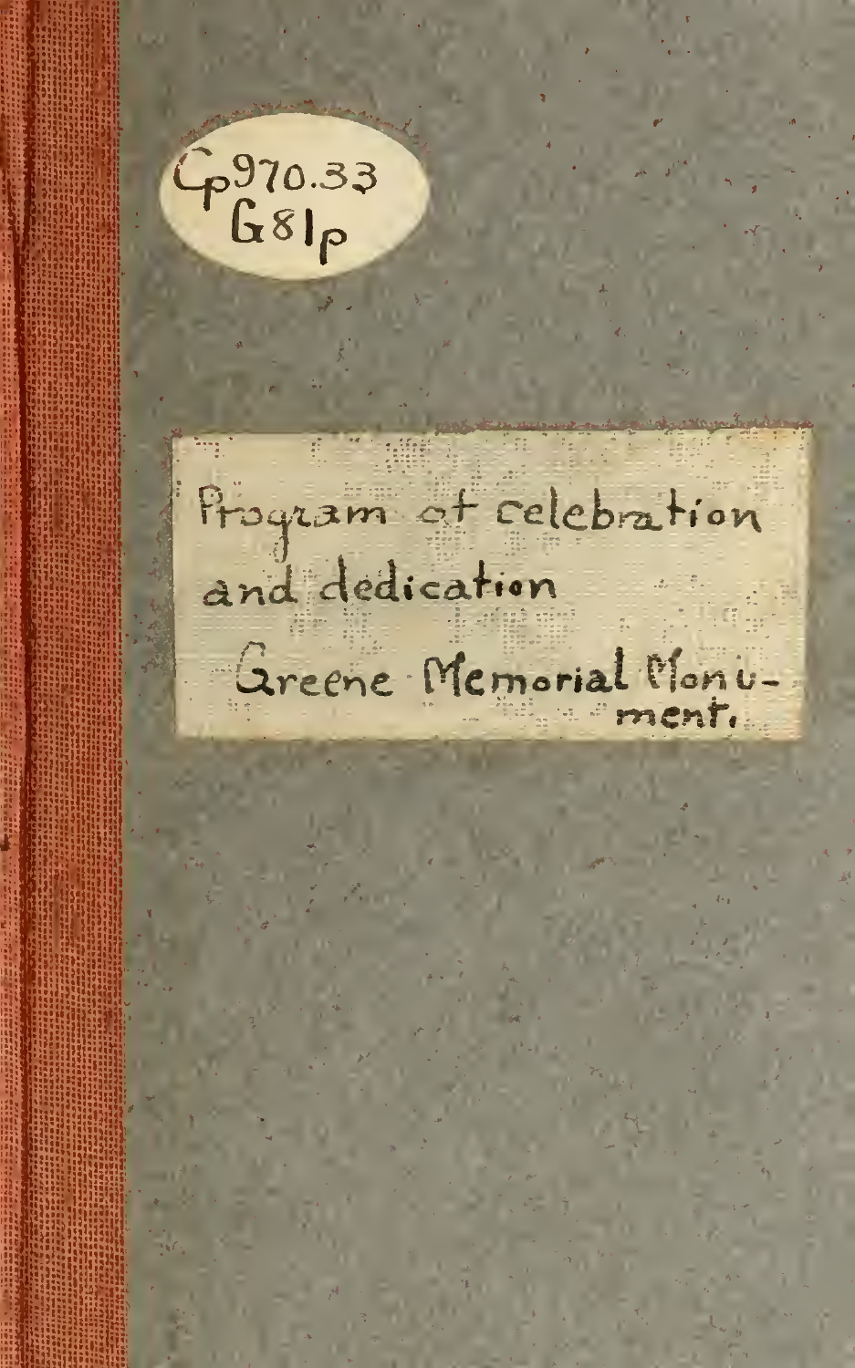Cp970.33
G81p

Program of celebration and dedication

Greene Memorial Monument.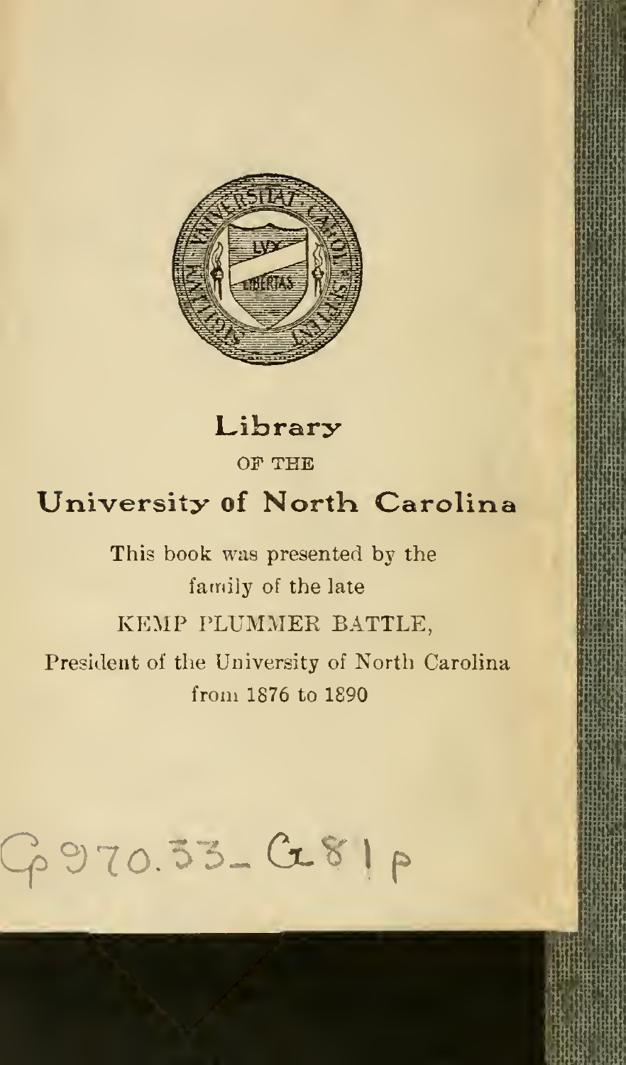# Library

OF THE

## University of North Carolina

This book was presented by the family of the late

KEMP PLUMMER BATTLE,

President of the University of North Carolina from 1876 to 1890

Cp970.33-G81p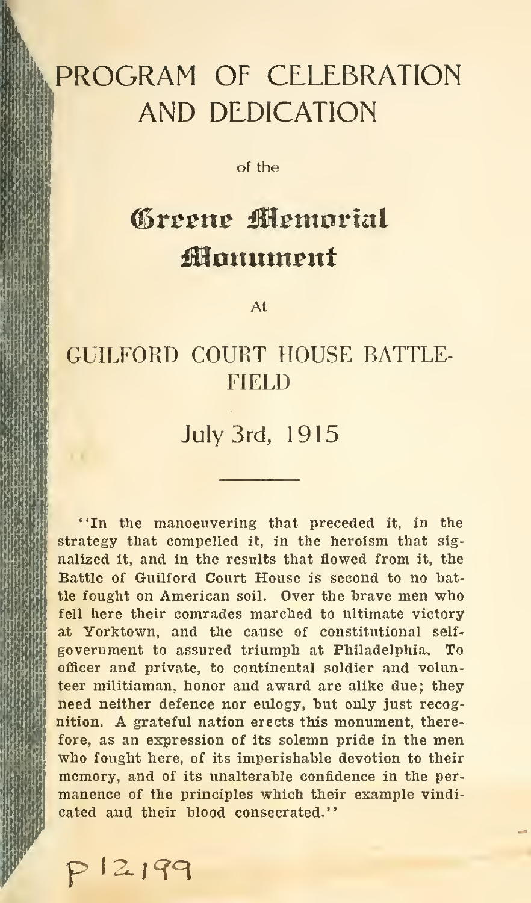# PROGRAM OF CELEBRATION AND DEDICATION

of the

# Greene Memorial Monument

At

## GUILFORD COURT HOUSE BATTLE-FIELD

## July 3rd, 1915

---

"In the manoeuvering that preceded it, in the strategy that compelled it, in the heroism that signalized it, and in the results that flowed from it, the Battle of Guilford Court House is second to no battle fought on American soil. Over the brave men who fell here their comrades marched to ultimate victory at Yorktown, and the cause of constitutional self-government to assured triumph at Philadelphia. To officer and private, to continental soldier and volunteer militiaman, honor and award are alike due; they need neither defence nor eulogy, but only just recognition. A grateful nation erects this monument, therefore, as an expression of its solemn pride in the men who fought here, of its imperishable devotion to their memory, and of its unalterable confidence in the permanence of the principles which their example vindicated and their blood consecrated."

P 12199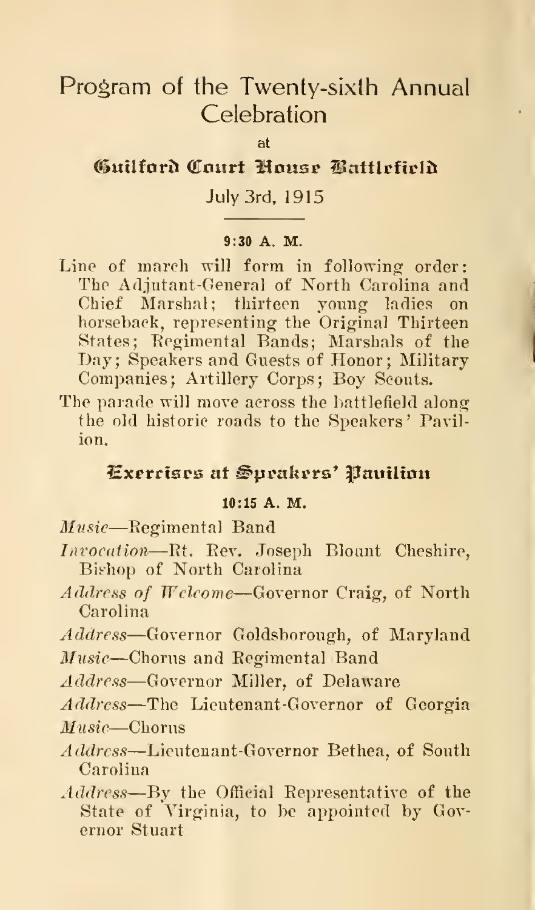# Program of the Twenty-sixth Annual Celebration

at

## Guilford Court House Battlefield

July 3rd, 1915

---

**9:30 A. M.**

Line of march will form in following order: The Adjutant-General of North Carolina and Chief Marshal; thirteen young ladies on horseback, representing the Original Thirteen States; Regimental Bands; Marshals of the Day; Speakers and Guests of Honor; Military Companies; Artillery Corps; Boy Scouts.

The parade will move across the battlefield along the old historic roads to the Speakers' Pavilion.

## Exercises at Speakers' Pavilion

**10:15 A. M.**

*Music*—Regimental Band

*Invocation*—Rt. Rev. Joseph Blount Cheshire, Bishop of North Carolina

*Address of Welcome*—Governor Craig, of North Carolina

*Address*—Governor Goldsborough, of Maryland

*Music*—Chorus and Regimental Band

*Address*—Governor Miller, of Delaware

*Address*—The Lieutenant-Governor of Georgia

*Music*—Chorus

*Address*—Lieutenant-Governor Bethea, of South Carolina

*Address*—By the Official Representative of the State of Virginia, to be appointed by Governor Stuart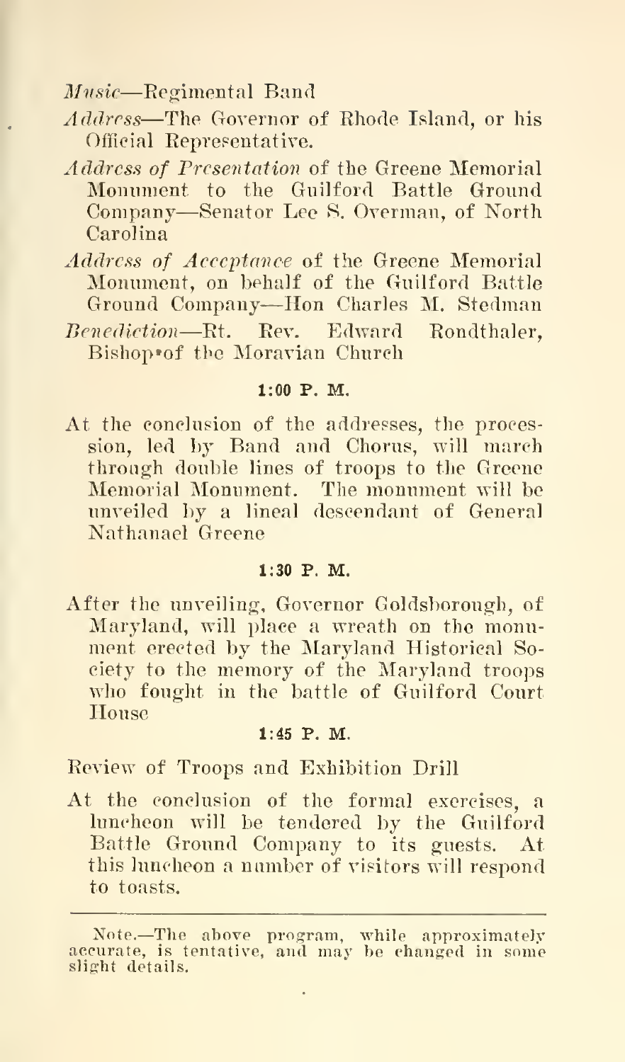*Music*—Regimental Band

*Address*—The Governor of Rhode Island, or his Official Representative.

*Address of Presentation* of the Greene Memorial Monument to the Guilford Battle Ground Company—Senator Lee S. Overman, of North Carolina

*Address of Acceptance* of the Greene Memorial Monument, on behalf of the Guilford Battle Ground Company—Hon Charles M. Stedman

*Benediction*—Rt. Rev. Edward Rondthaler, Bishop of the Moravian Church

**1:00 P. M.**

At the conclusion of the addresses, the procession, led by Band and Chorus, will march through double lines of troops to the Greene Memorial Monument. The monument will be unveiled by a lineal descendant of General Nathanael Greene

**1:30 P. M.**

After the unveiling, Governor Goldsborough, of Maryland, will place a wreath on the monument erected by the Maryland Historical Society to the memory of the Maryland troops who fought in the battle of Guilford Court House

**1:45 P. M.**

Review of Troops and Exhibition Drill

At the conclusion of the formal exercises, a luncheon will be tendered by the Guilford Battle Ground Company to its guests. At this luncheon a number of visitors will respond to toasts.

---

Note.—The above program, while approximately accurate, is tentative, and may be changed in some slight details.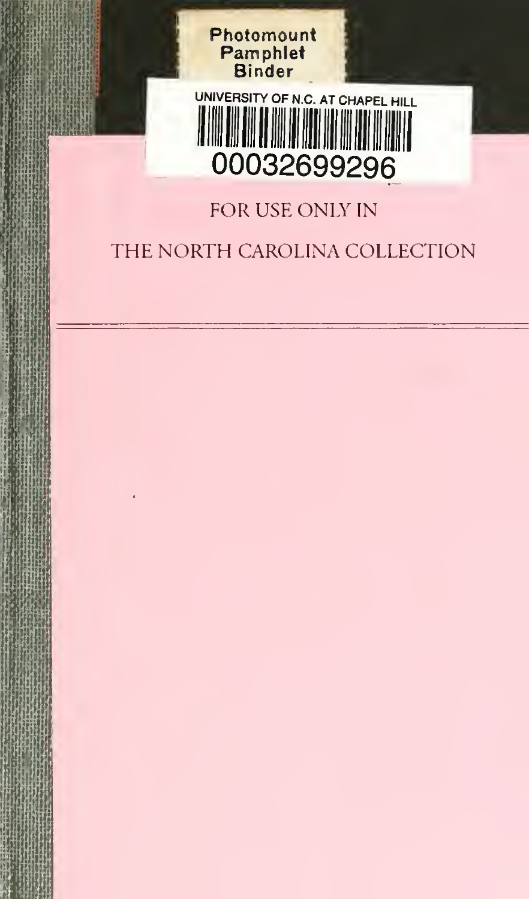Photomount
Pamphlet
Binder

UNIVERSITY OF N.C. AT CHAPEL HILL

00032699296

FOR USE ONLY IN

THE NORTH CAROLINA COLLECTION